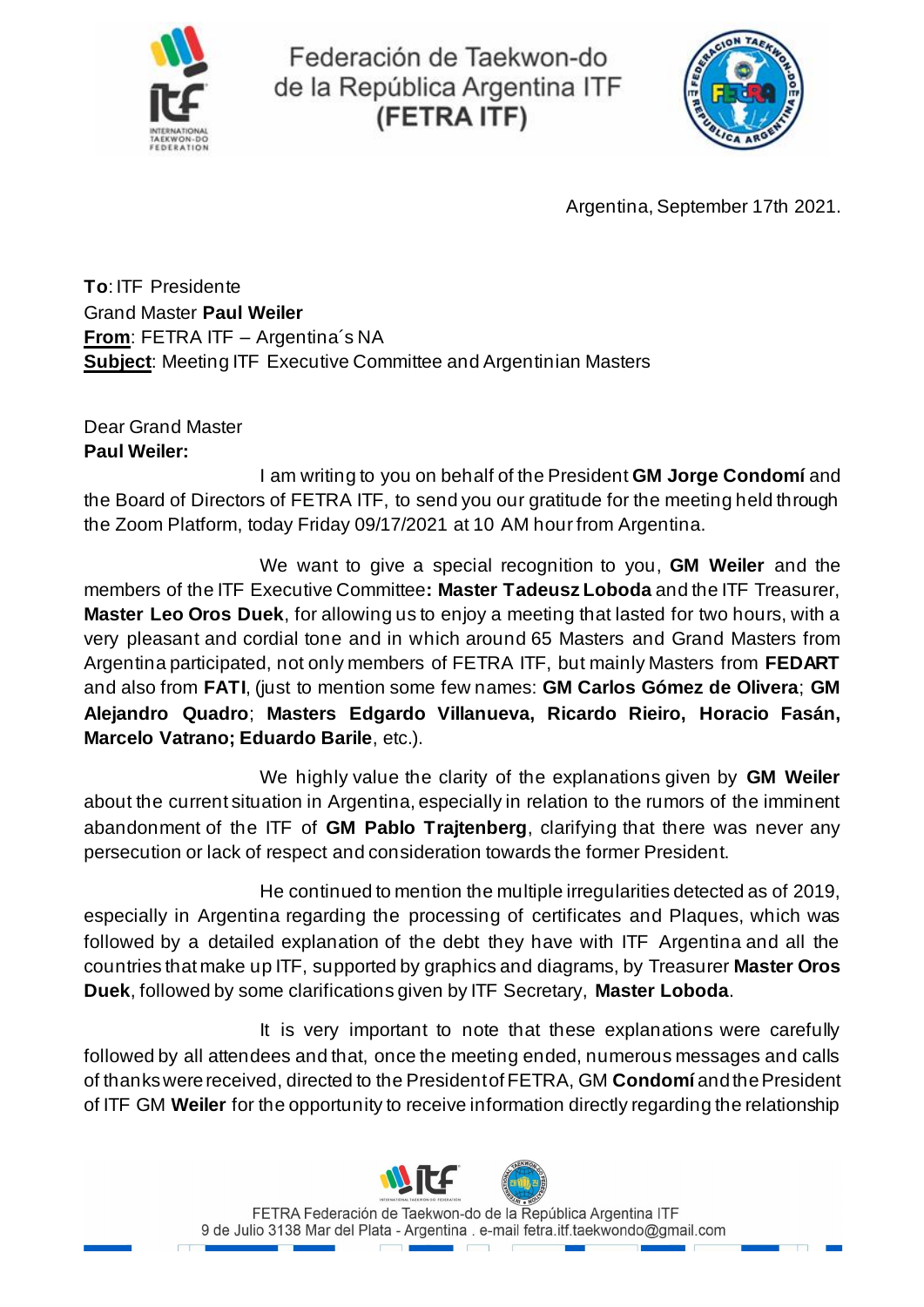Federación de Taekwon-do
de la República Argentina ITF
**(FETRA ITF)**

Argentina, September 17th 2021.

**To**: ITF Presidente
Grand Master **Paul Weiler**
**From**: FETRA ITF – Argentina´s NA
**Subject**: Meeting ITF Executive Committee and Argentinian Masters

Dear Grand Master
**Paul Weiler:**

I am writing to you on behalf of the President **GM Jorge Condomí** and the Board of Directors of FETRA ITF, to send you our gratitude for the meeting held through the Zoom Platform, today Friday 09/17/2021 at 10 AM hour from Argentina.

We want to give a special recognition to you, **GM Weiler** and the members of the ITF Executive Committee**: Master Tadeusz Loboda** and the ITF Treasurer, **Master Leo Oros Duek**, for allowing us to enjoy a meeting that lasted for two hours, with a very pleasant and cordial tone and in which around 65 Masters and Grand Masters from Argentina participated, not only members of FETRA ITF, but mainly Masters from **FEDART** and also from **FATI**, (just to mention some few names: **GM Carlos Gómez de Olivera**; **GM Alejandro Quadro**; **Masters Edgardo Villanueva, Ricardo Rieiro, Horacio Fasán, Marcelo Vatrano; Eduardo Barile**, etc.).

We highly value the clarity of the explanations given by **GM Weiler** about the current situation in Argentina, especially in relation to the rumors of the imminent abandonment of the ITF of **GM Pablo Trajtenberg**, clarifying that there was never any persecution or lack of respect and consideration towards the former President.

He continued to mention the multiple irregularities detected as of 2019, especially in Argentina regarding the processing of certificates and Plaques, which was followed by a detailed explanation of the debt they have with ITF Argentina and all the countries that make up ITF, supported by graphics and diagrams, by Treasurer **Master Oros Duek**, followed by some clarifications given by ITF Secretary, **Master Loboda**.

It is very important to note that these explanations were carefully followed by all attendees and that, once the meeting ended, numerous messages and calls of thanks were received, directed to the President of FETRA, GM **Condomí** and the President of ITF GM **Weiler** for the opportunity to receive information directly regarding the relationship

FETRA Federación de Taekwon-do de la República Argentina ITF
9 de Julio 3138 Mar del Plata - Argentina . e-mail fetra.itf.taekwondo@gmail.com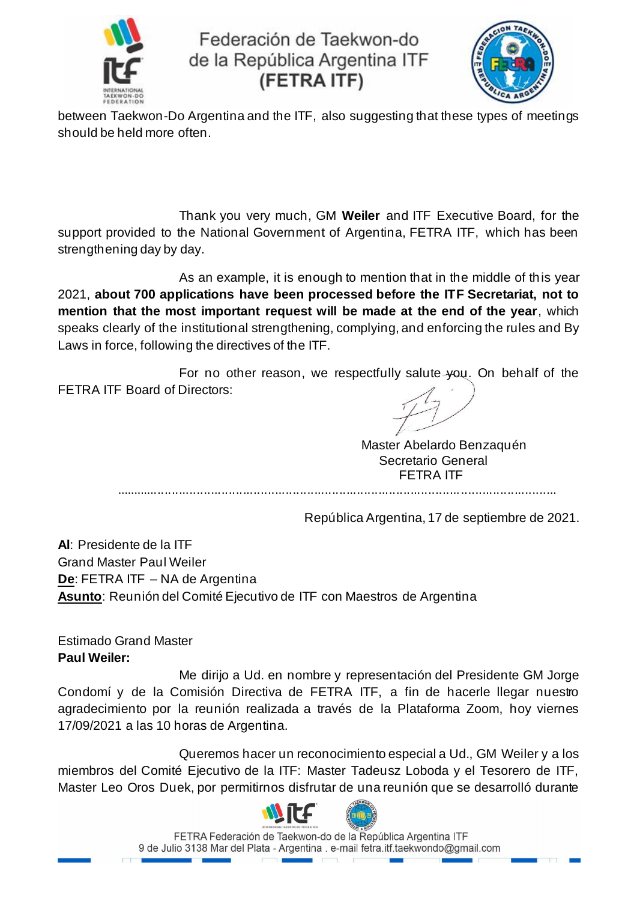between Taekwon-Do Argentina and the ITF, also suggesting that these types of meetings should be held more often.

Thank you very much, GM **Weiler** and ITF Executive Board, for the support provided to the National Government of Argentina, FETRA ITF, which has been strengthening day by day.

As an example, it is enough to mention that in the middle of this year 2021, **about 700 applications have been processed before the ITF Secretariat, not to mention that the most important request will be made at the end of the year**, which speaks clearly of the institutional strengthening, complying, and enforcing the rules and By Laws in force, following the directives of the ITF.

For no other reason, we respectfully salute you. On behalf of the FETRA ITF Board of Directors:

Master Abelardo Benzaquén
Secretario General
FETRA ITF

.......................................................................................................................

República Argentina, 17 de septiembre de 2021.

**Al**: Presidente de la ITF
Grand Master Paul Weiler
**De**: FETRA ITF – NA de Argentina
**Asunto**: Reunión del Comité Ejecutivo de ITF con Maestros de Argentina

Estimado Grand Master
**Paul Weiler:**

Me dirijo a Ud. en nombre y representación del Presidente GM Jorge Condomí y de la Comisión Directiva de FETRA ITF, a fin de hacerle llegar nuestro agradecimiento por la reunión realizada a través de la Plataforma Zoom, hoy viernes 17/09/2021 a las 10 horas de Argentina.

Queremos hacer un reconocimiento especial a Ud., GM Weiler y a los miembros del Comité Ejecutivo de la ITF: Master Tadeusz Loboda y el Tesorero de ITF, Master Leo Oros Duek, por permitirnos disfrutar de una reunión que se desarrolló durante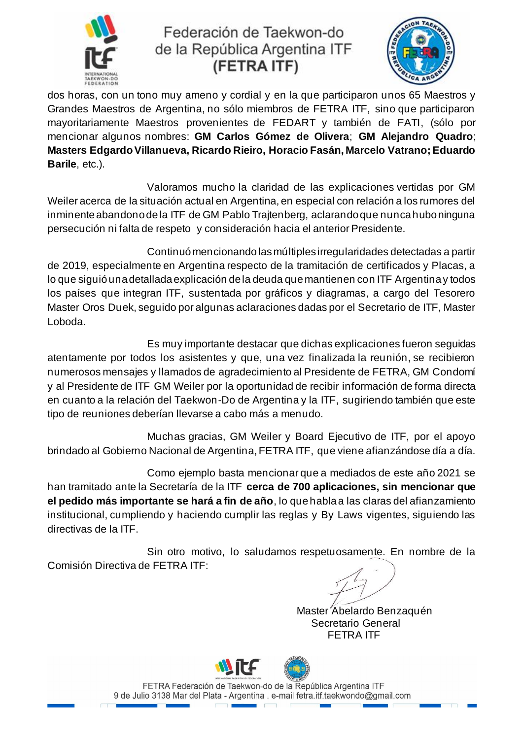dos horas, con un tono muy ameno y cordial y en la que participaron unos 65 Maestros y Grandes Maestros de Argentina, no sólo miembros de FETRA ITF, sino que participaron mayoritariamente Maestros provenientes de FEDART y también de FATI, (sólo por mencionar algunos nombres: **GM Carlos Gómez de Olivera**; **GM Alejandro Quadro**; **Masters Edgardo Villanueva, Ricardo Rieiro, Horacio Fasán, Marcelo Vatrano; Eduardo Barile**, etc.).

Valoramos mucho la claridad de las explicaciones vertidas por GM Weiler acerca de la situación actual en Argentina, en especial con relación a los rumores del inminente abandono de la ITF de GM Pablo Trajtenberg, aclarando que nunca hubo ninguna persecución ni falta de respeto y consideración hacia el anterior Presidente.

Continuó mencionando las múltiples irregularidades detectadas a partir de 2019, especialmente en Argentina respecto de la tramitación de certificados y Placas, a lo que siguió una detallada explicación de la deuda que mantienen con ITF Argentina y todos los países que integran ITF, sustentada por gráficos y diagramas, a cargo del Tesorero Master Oros Duek, seguido por algunas aclaraciones dadas por el Secretario de ITF, Master Loboda.

Es muy importante destacar que dichas explicaciones fueron seguidas atentamente por todos los asistentes y que, una vez finalizada la reunión, se recibieron numerosos mensajes y llamados de agradecimiento al Presidente de FETRA, GM Condomí y al Presidente de ITF GM Weiler por la oportunidad de recibir información de forma directa en cuanto a la relación del Taekwon-Do de Argentina y la ITF, sugiriendo también que este tipo de reuniones deberían llevarse a cabo más a menudo.

Muchas gracias, GM Weiler y Board Ejecutivo de ITF, por el apoyo brindado al Gobierno Nacional de Argentina, FETRA ITF, que viene afianzándose día a día.

Como ejemplo basta mencionar que a mediados de este año 2021 se han tramitado ante la Secretaría de la ITF **cerca de 700 aplicaciones, sin mencionar que el pedido más importante se hará a fin de año**, lo que habla a las claras del afianzamiento institucional, cumpliendo y haciendo cumplir las reglas y By Laws vigentes, siguiendo las directivas de la ITF.

Sin otro motivo, lo saludamos respetuosamente. En nombre de la Comisión Directiva de FETRA ITF:

Master Abelardo Benzaquén
Secretario General
FETRA ITF